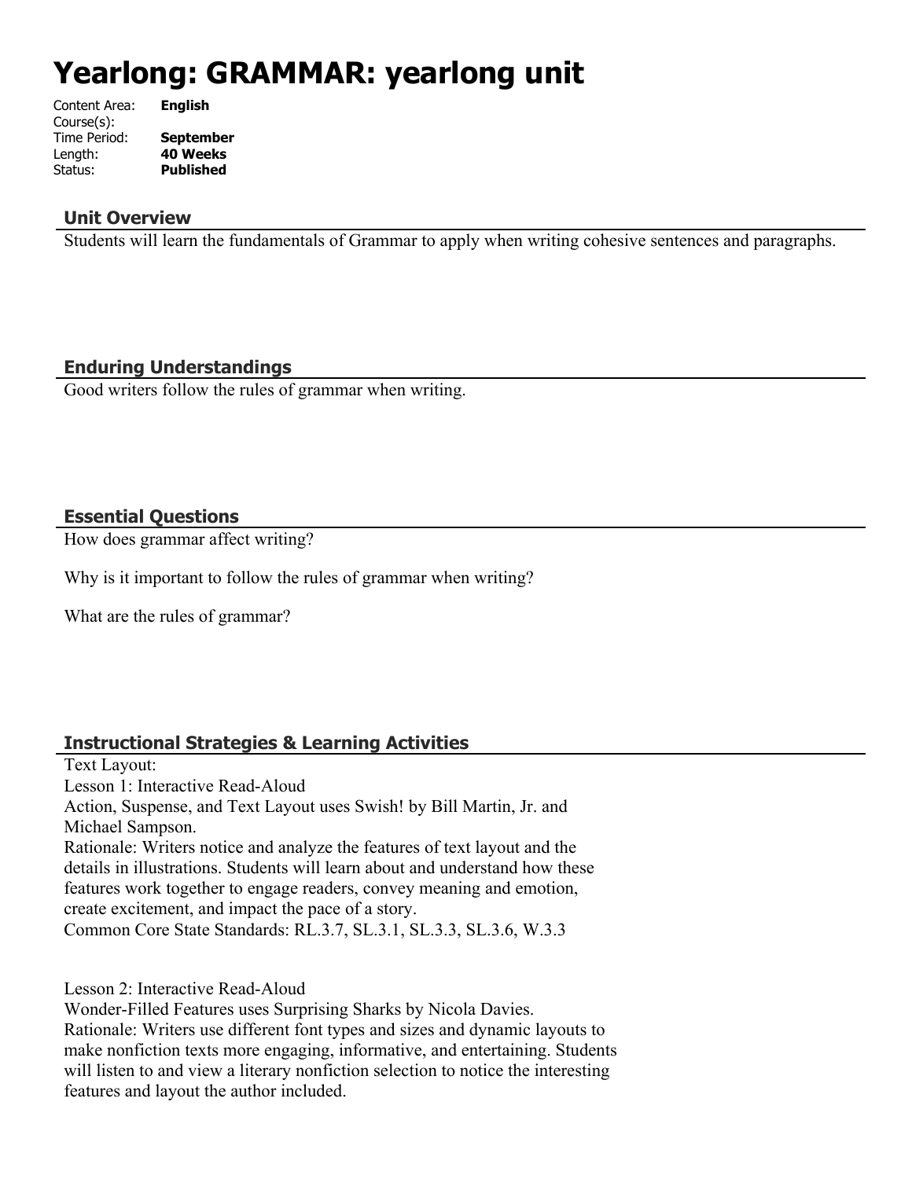# Yearlong: GRAMMAR: yearlong unit

Content Area: **English**
Course(s):
Time Period: **September**
Length: **40 Weeks**
Status: **Published**

## Unit Overview

Students will learn the fundamentals of Grammar to apply when writing cohesive sentences and paragraphs.

## Enduring Understandings

Good writers follow the rules of grammar when writing.

## Essential Questions

How does grammar affect writing?

Why is it important to follow the rules of grammar when writing?

What are the rules of grammar?

## Instructional Strategies & Learning Activities

Text Layout:
Lesson 1: Interactive Read-Aloud
Action, Suspense, and Text Layout uses Swish! by Bill Martin, Jr. and Michael Sampson.
Rationale: Writers notice and analyze the features of text layout and the details in illustrations. Students will learn about and understand how these features work together to engage readers, convey meaning and emotion, create excitement, and impact the pace of a story.
Common Core State Standards: RL.3.7, SL.3.1, SL.3.3, SL.3.6, W.3.3

Lesson 2: Interactive Read-Aloud
Wonder-Filled Features uses Surprising Sharks by Nicola Davies.
Rationale: Writers use different font types and sizes and dynamic layouts to make nonfiction texts more engaging, informative, and entertaining. Students will listen to and view a literary nonfiction selection to notice the interesting features and layout the author included.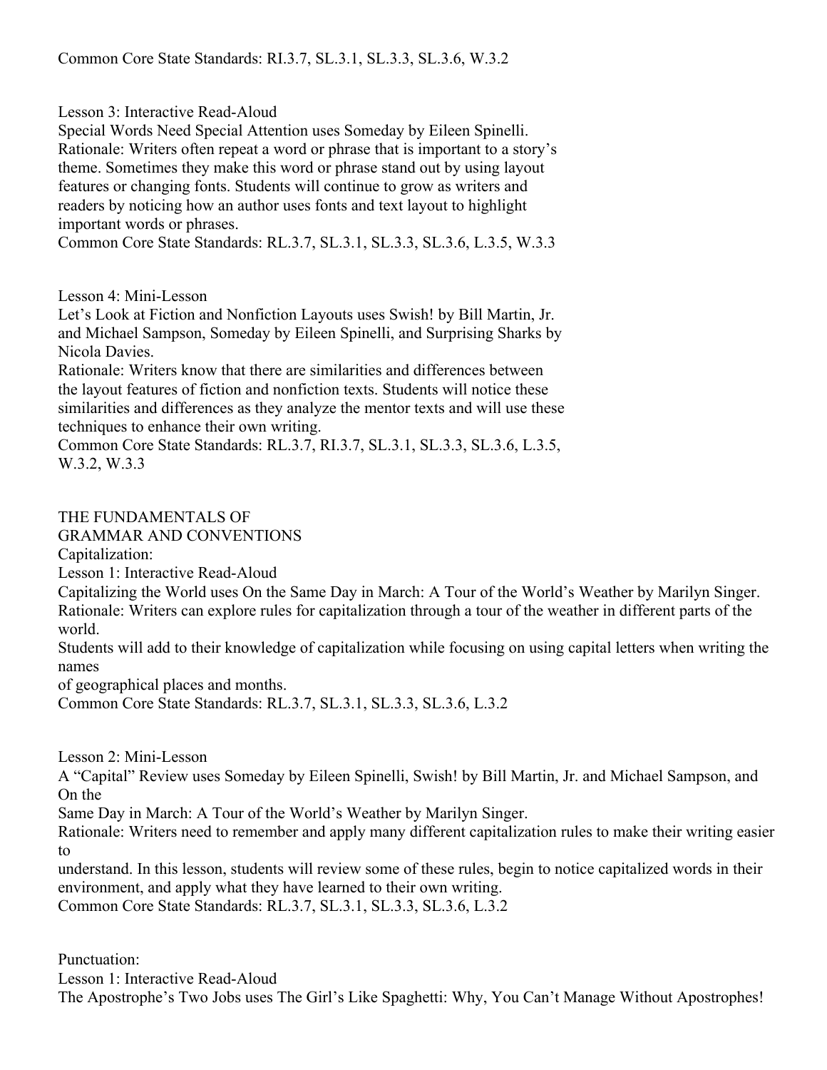Common Core State Standards: RI.3.7, SL.3.1, SL.3.3, SL.3.6, W.3.2

Lesson 3: Interactive Read-Aloud
Special Words Need Special Attention uses Someday by Eileen Spinelli.
Rationale: Writers often repeat a word or phrase that is important to a story's theme. Sometimes they make this word or phrase stand out by using layout features or changing fonts. Students will continue to grow as writers and readers by noticing how an author uses fonts and text layout to highlight important words or phrases.
Common Core State Standards: RL.3.7, SL.3.1, SL.3.3, SL.3.6, L.3.5, W.3.3

Lesson 4: Mini-Lesson
Let's Look at Fiction and Nonfiction Layouts uses Swish! by Bill Martin, Jr. and Michael Sampson, Someday by Eileen Spinelli, and Surprising Sharks by Nicola Davies.
Rationale: Writers know that there are similarities and differences between the layout features of fiction and nonfiction texts. Students will notice these similarities and differences as they analyze the mentor texts and will use these techniques to enhance their own writing.
Common Core State Standards: RL.3.7, RI.3.7, SL.3.1, SL.3.3, SL.3.6, L.3.5, W.3.2, W.3.3

## THE FUNDAMENTALS OF GRAMMAR AND CONVENTIONS

### Capitalization:

Lesson 1: Interactive Read-Aloud
Capitalizing the World uses On the Same Day in March: A Tour of the World's Weather by Marilyn Singer.
Rationale: Writers can explore rules for capitalization through a tour of the weather in different parts of the world.
Students will add to their knowledge of capitalization while focusing on using capital letters when writing the names of geographical places and months.
Common Core State Standards: RL.3.7, SL.3.1, SL.3.3, SL.3.6, L.3.2

Lesson 2: Mini-Lesson
A "Capital" Review uses Someday by Eileen Spinelli, Swish! by Bill Martin, Jr. and Michael Sampson, and On the Same Day in March: A Tour of the World's Weather by Marilyn Singer.
Rationale: Writers need to remember and apply many different capitalization rules to make their writing easier to understand. In this lesson, students will review some of these rules, begin to notice capitalized words in their environment, and apply what they have learned to their own writing.
Common Core State Standards: RL.3.7, SL.3.1, SL.3.3, SL.3.6, L.3.2

### Punctuation:

Lesson 1: Interactive Read-Aloud
The Apostrophe's Two Jobs uses The Girl's Like Spaghetti: Why, You Can't Manage Without Apostrophes!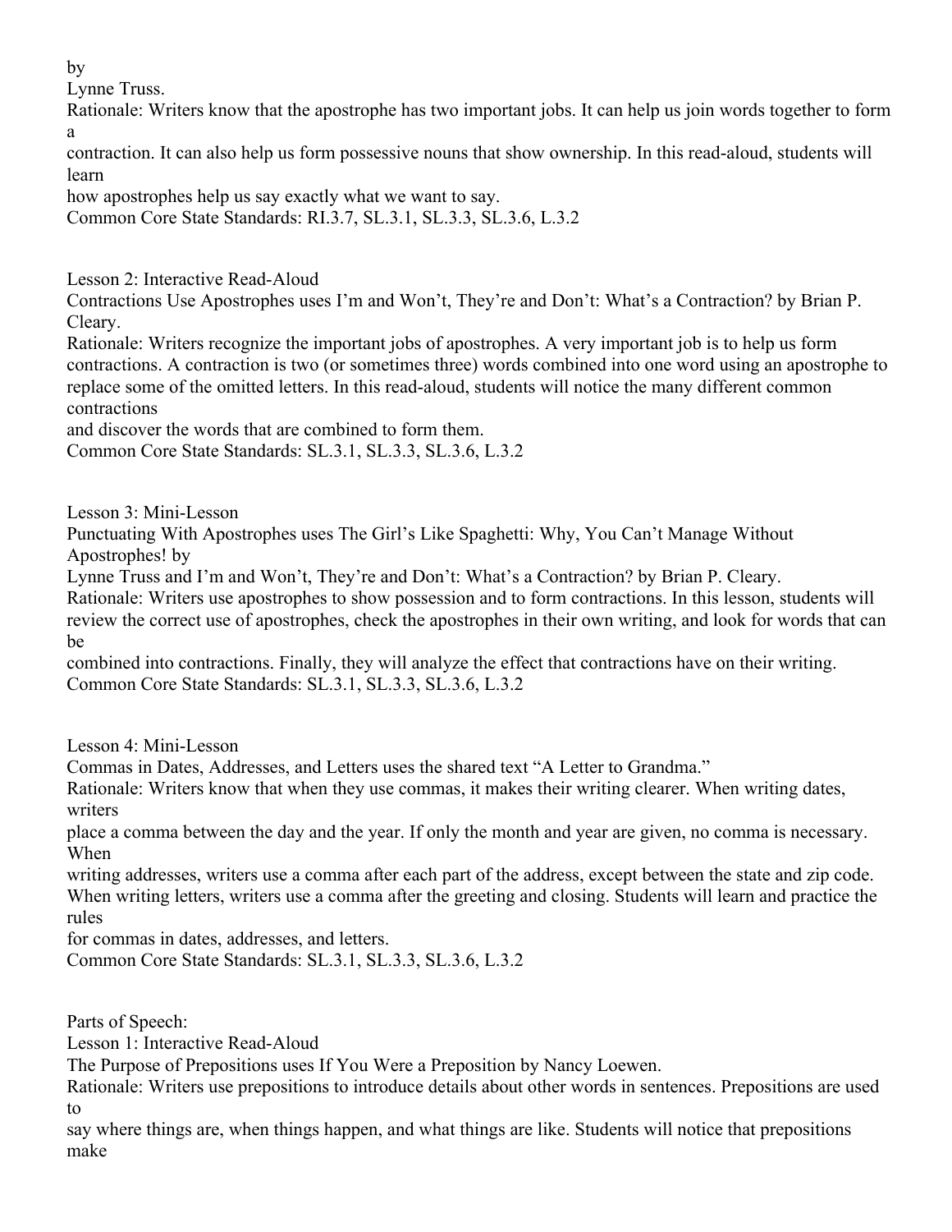by
Lynne Truss.
Rationale: Writers know that the apostrophe has two important jobs. It can help us join words together to form a contraction. It can also help us form possessive nouns that show ownership. In this read-aloud, students will learn how apostrophes help us say exactly what we want to say.
Common Core State Standards: RI.3.7, SL.3.1, SL.3.3, SL.3.6, L.3.2

Lesson 2: Interactive Read-Aloud
Contractions Use Apostrophes uses I'm and Won't, They're and Don't: What's a Contraction? by Brian P. Cleary.
Rationale: Writers recognize the important jobs of apostrophes. A very important job is to help us form contractions. A contraction is two (or sometimes three) words combined into one word using an apostrophe to replace some of the omitted letters. In this read-aloud, students will notice the many different common contractions and discover the words that are combined to form them.
Common Core State Standards: SL.3.1, SL.3.3, SL.3.6, L.3.2

Lesson 3: Mini-Lesson
Punctuating With Apostrophes uses The Girl's Like Spaghetti: Why, You Can't Manage Without Apostrophes! by
Lynne Truss and I'm and Won't, They're and Don't: What's a Contraction? by Brian P. Cleary.
Rationale: Writers use apostrophes to show possession and to form contractions. In this lesson, students will review the correct use of apostrophes, check the apostrophes in their own writing, and look for words that can be combined into contractions. Finally, they will analyze the effect that contractions have on their writing.
Common Core State Standards: SL.3.1, SL.3.3, SL.3.6, L.3.2

Lesson 4: Mini-Lesson
Commas in Dates, Addresses, and Letters uses the shared text "A Letter to Grandma."
Rationale: Writers know that when they use commas, it makes their writing clearer. When writing dates, writers place a comma between the day and the year. If only the month and year are given, no comma is necessary. When writing addresses, writers use a comma after each part of the address, except between the state and zip code. When writing letters, writers use a comma after the greeting and closing. Students will learn and practice the rules for commas in dates, addresses, and letters.
Common Core State Standards: SL.3.1, SL.3.3, SL.3.6, L.3.2

Parts of Speech:
Lesson 1: Interactive Read-Aloud
The Purpose of Prepositions uses If You Were a Preposition by Nancy Loewen.
Rationale: Writers use prepositions to introduce details about other words in sentences. Prepositions are used to say where things are, when things happen, and what things are like. Students will notice that prepositions make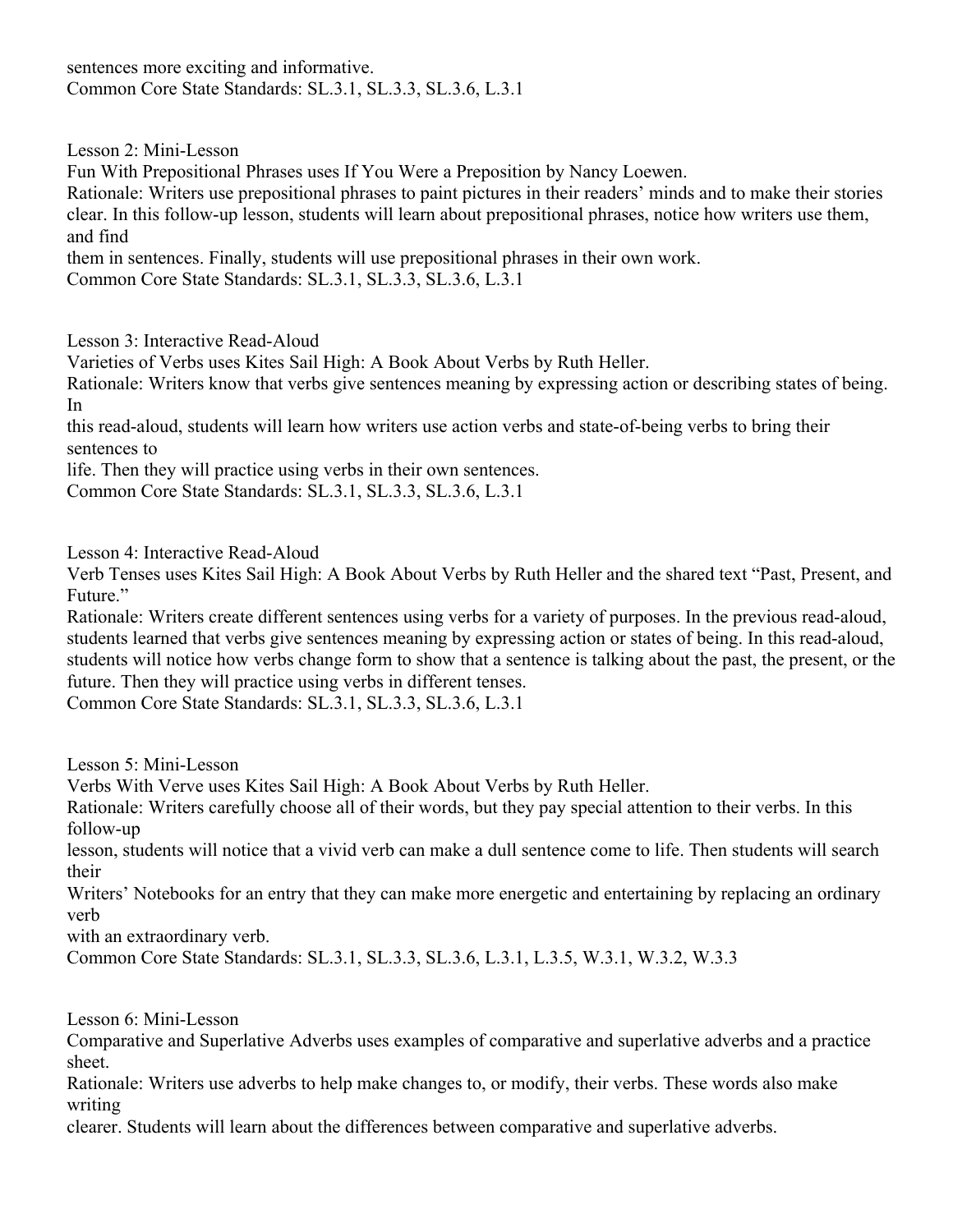sentences more exciting and informative.
Common Core State Standards: SL.3.1, SL.3.3, SL.3.6, L.3.1

Lesson 2: Mini-Lesson
Fun With Prepositional Phrases uses If You Were a Preposition by Nancy Loewen.
Rationale: Writers use prepositional phrases to paint pictures in their readers' minds and to make their stories clear. In this follow-up lesson, students will learn about prepositional phrases, notice how writers use them, and find them in sentences. Finally, students will use prepositional phrases in their own work.
Common Core State Standards: SL.3.1, SL.3.3, SL.3.6, L.3.1

Lesson 3: Interactive Read-Aloud
Varieties of Verbs uses Kites Sail High: A Book About Verbs by Ruth Heller.
Rationale: Writers know that verbs give sentences meaning by expressing action or describing states of being. In this read-aloud, students will learn how writers use action verbs and state-of-being verbs to bring their sentences to life. Then they will practice using verbs in their own sentences.
Common Core State Standards: SL.3.1, SL.3.3, SL.3.6, L.3.1

Lesson 4: Interactive Read-Aloud
Verb Tenses uses Kites Sail High: A Book About Verbs by Ruth Heller and the shared text "Past, Present, and Future."
Rationale: Writers create different sentences using verbs for a variety of purposes. In the previous read-aloud, students learned that verbs give sentences meaning by expressing action or states of being. In this read-aloud, students will notice how verbs change form to show that a sentence is talking about the past, the present, or the future. Then they will practice using verbs in different tenses.
Common Core State Standards: SL.3.1, SL.3.3, SL.3.6, L.3.1

Lesson 5: Mini-Lesson
Verbs With Verve uses Kites Sail High: A Book About Verbs by Ruth Heller.
Rationale: Writers carefully choose all of their words, but they pay special attention to their verbs. In this follow-up lesson, students will notice that a vivid verb can make a dull sentence come to life. Then students will search their Writers' Notebooks for an entry that they can make more energetic and entertaining by replacing an ordinary verb with an extraordinary verb.
Common Core State Standards: SL.3.1, SL.3.3, SL.3.6, L.3.1, L.3.5, W.3.1, W.3.2, W.3.3

Lesson 6: Mini-Lesson
Comparative and Superlative Adverbs uses examples of comparative and superlative adverbs and a practice sheet.
Rationale: Writers use adverbs to help make changes to, or modify, their verbs. These words also make writing clearer. Students will learn about the differences between comparative and superlative adverbs.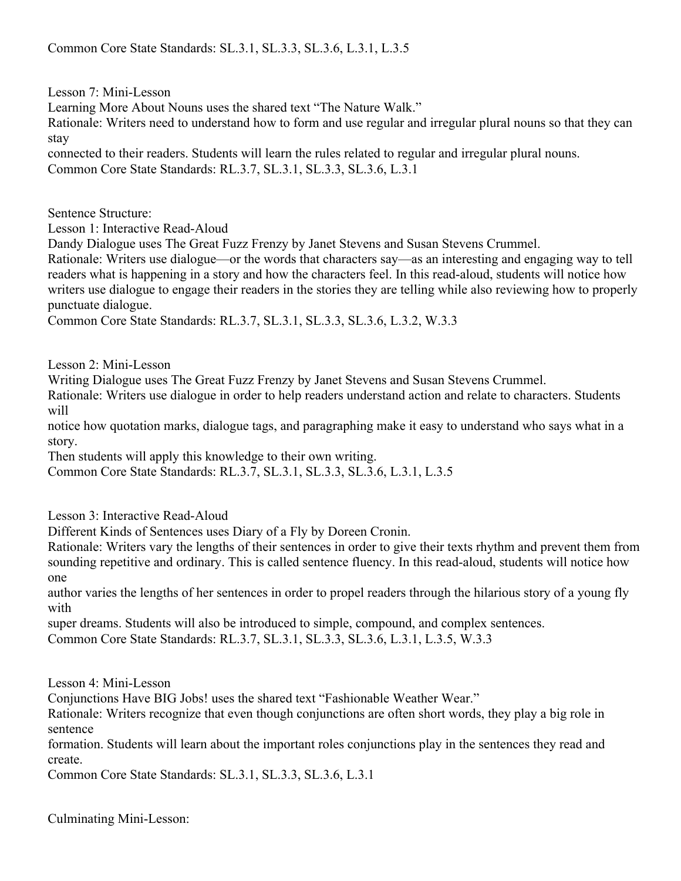Common Core State Standards: SL.3.1, SL.3.3, SL.3.6, L.3.1, L.3.5

Lesson 7: Mini-Lesson
Learning More About Nouns uses the shared text "The Nature Walk."
Rationale: Writers need to understand how to form and use regular and irregular plural nouns so that they can stay
connected to their readers. Students will learn the rules related to regular and irregular plural nouns.
Common Core State Standards: RL.3.7, SL.3.1, SL.3.3, SL.3.6, L.3.1

Sentence Structure:
Lesson 1: Interactive Read-Aloud
Dandy Dialogue uses The Great Fuzz Frenzy by Janet Stevens and Susan Stevens Crummel.
Rationale: Writers use dialogue—or the words that characters say—as an interesting and engaging way to tell readers what is happening in a story and how the characters feel. In this read-aloud, students will notice how writers use dialogue to engage their readers in the stories they are telling while also reviewing how to properly punctuate dialogue.
Common Core State Standards: RL.3.7, SL.3.1, SL.3.3, SL.3.6, L.3.2, W.3.3

Lesson 2: Mini-Lesson
Writing Dialogue uses The Great Fuzz Frenzy by Janet Stevens and Susan Stevens Crummel.
Rationale: Writers use dialogue in order to help readers understand action and relate to characters. Students will
notice how quotation marks, dialogue tags, and paragraphing make it easy to understand who says what in a story.
Then students will apply this knowledge to their own writing.
Common Core State Standards: RL.3.7, SL.3.1, SL.3.3, SL.3.6, L.3.1, L.3.5

Lesson 3: Interactive Read-Aloud
Different Kinds of Sentences uses Diary of a Fly by Doreen Cronin.
Rationale: Writers vary the lengths of their sentences in order to give their texts rhythm and prevent them from sounding repetitive and ordinary. This is called sentence fluency. In this read-aloud, students will notice how one
author varies the lengths of her sentences in order to propel readers through the hilarious story of a young fly with
super dreams. Students will also be introduced to simple, compound, and complex sentences.
Common Core State Standards: RL.3.7, SL.3.1, SL.3.3, SL.3.6, L.3.1, L.3.5, W.3.3

Lesson 4: Mini-Lesson
Conjunctions Have BIG Jobs! uses the shared text "Fashionable Weather Wear."
Rationale: Writers recognize that even though conjunctions are often short words, they play a big role in sentence
formation. Students will learn about the important roles conjunctions play in the sentences they read and create.
Common Core State Standards: SL.3.1, SL.3.3, SL.3.6, L.3.1

Culminating Mini-Lesson: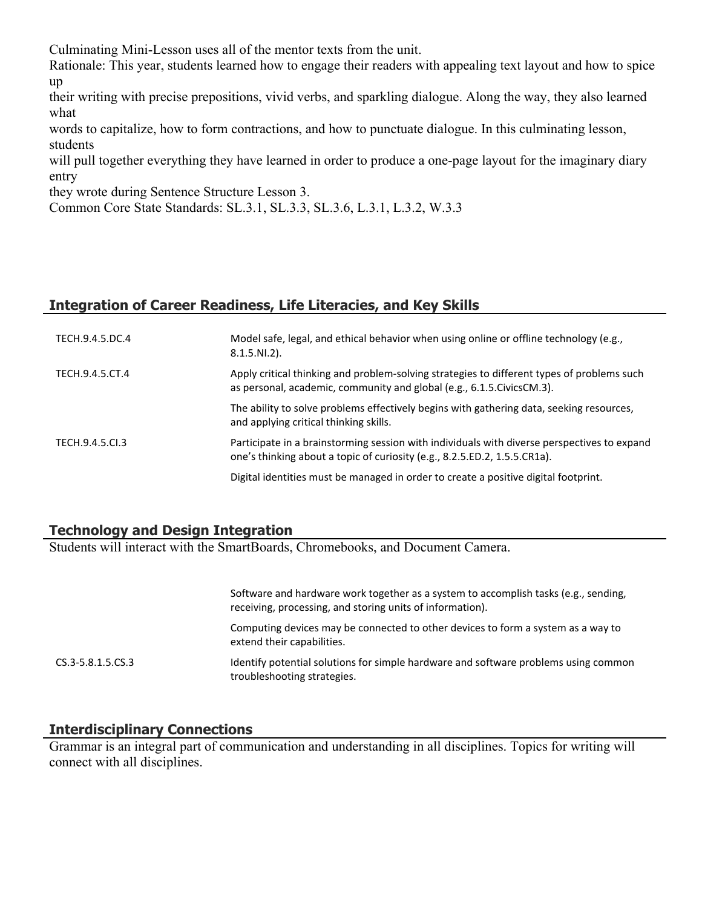Culminating Mini-Lesson uses all of the mentor texts from the unit.

Rationale: This year, students learned how to engage their readers with appealing text layout and how to spice up their writing with precise prepositions, vivid verbs, and sparkling dialogue. Along the way, they also learned what words to capitalize, how to form contractions, and how to punctuate dialogue. In this culminating lesson, students will pull together everything they have learned in order to produce a one-page layout for the imaginary diary entry they wrote during Sentence Structure Lesson 3.

Common Core State Standards: SL.3.1, SL.3.3, SL.3.6, L.3.1, L.3.2, W.3.3

## Integration of Career Readiness, Life Literacies, and Key Skills

| | |
|---|---|
| TECH.9.4.5.DC.4 | Model safe, legal, and ethical behavior when using online or offline technology (e.g., 8.1.5.NI.2). |
| TECH.9.4.5.CT.4 | Apply critical thinking and problem-solving strategies to different types of problems such as personal, academic, community and global (e.g., 6.1.5.CivicsCM.3). |
| | The ability to solve problems effectively begins with gathering data, seeking resources, and applying critical thinking skills. |
| TECH.9.4.5.CI.3 | Participate in a brainstorming session with individuals with diverse perspectives to expand one's thinking about a topic of curiosity (e.g., 8.2.5.ED.2, 1.5.5.CR1a). |
| | Digital identities must be managed in order to create a positive digital footprint. |

## Technology and Design Integration

Students will interact with the SmartBoards, Chromebooks, and Document Camera.

| | |
|---|---|
| | Software and hardware work together as a system to accomplish tasks (e.g., sending, receiving, processing, and storing units of information). |
| | Computing devices may be connected to other devices to form a system as a way to extend their capabilities. |
| CS.3-5.8.1.5.CS.3 | Identify potential solutions for simple hardware and software problems using common troubleshooting strategies. |

## Interdisciplinary Connections

Grammar is an integral part of communication and understanding in all disciplines. Topics for writing will connect with all disciplines.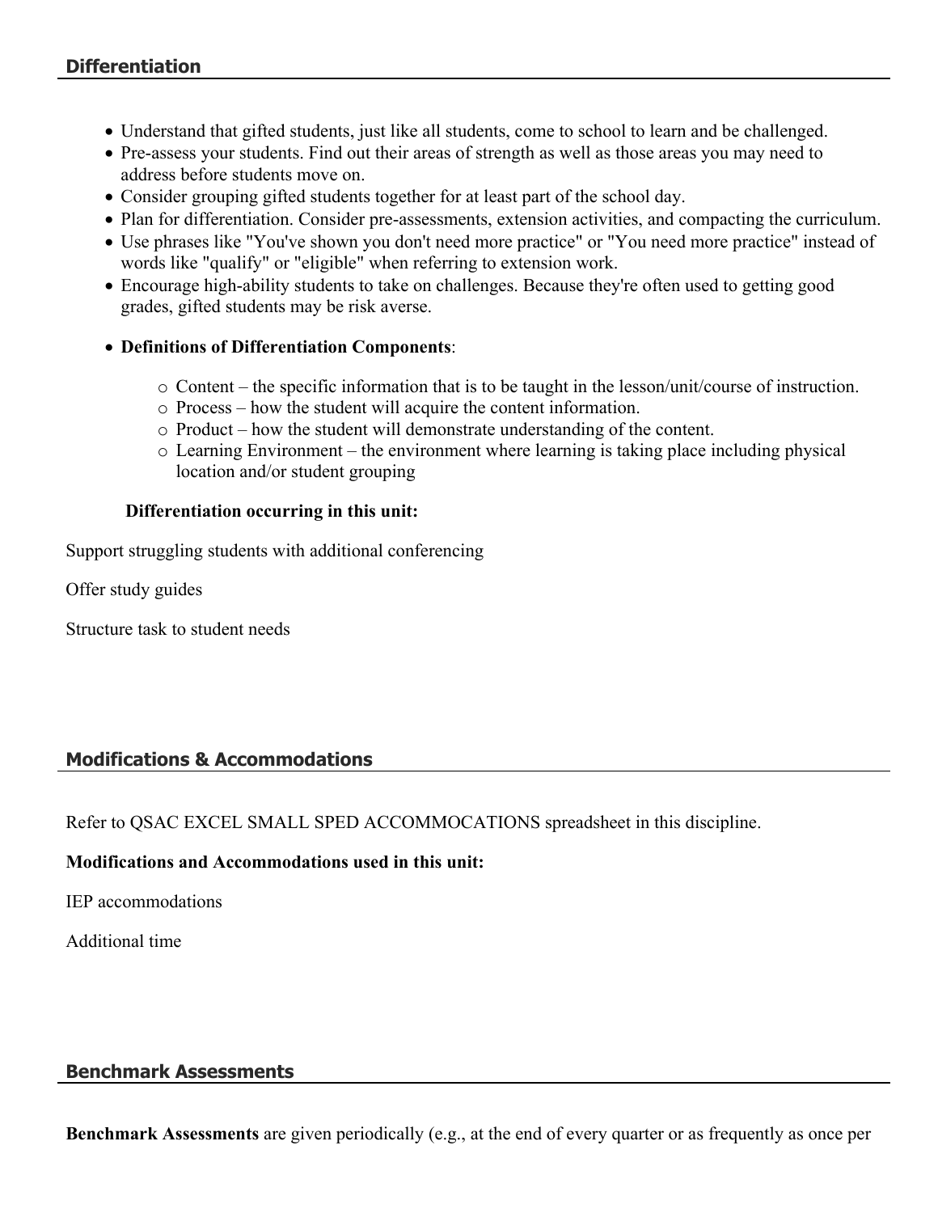## Differentiation

- Understand that gifted students, just like all students, come to school to learn and be challenged.
- Pre-assess your students. Find out their areas of strength as well as those areas you may need to address before students move on.
- Consider grouping gifted students together for at least part of the school day.
- Plan for differentiation. Consider pre-assessments, extension activities, and compacting the curriculum.
- Use phrases like "You've shown you don't need more practice" or "You need more practice" instead of words like "qualify" or "eligible" when referring to extension work.
- Encourage high-ability students to take on challenges. Because they're often used to getting good grades, gifted students may be risk averse.
- **Definitions of Differentiation Components**:
  - Content – the specific information that is to be taught in the lesson/unit/course of instruction.
  - Process – how the student will acquire the content information.
  - Product – how the student will demonstrate understanding of the content.
  - Learning Environment – the environment where learning is taking place including physical location and/or student grouping

**Differentiation occurring in this unit:**

Support struggling students with additional conferencing

Offer study guides

Structure task to student needs

## Modifications & Accommodations

Refer to QSAC EXCEL SMALL SPED ACCOMMOCATIONS spreadsheet in this discipline.

**Modifications and Accommodations used in this unit:**

IEP accommodations

Additional time

## Benchmark Assessments

**Benchmark Assessments** are given periodically (e.g., at the end of every quarter or as frequently as once per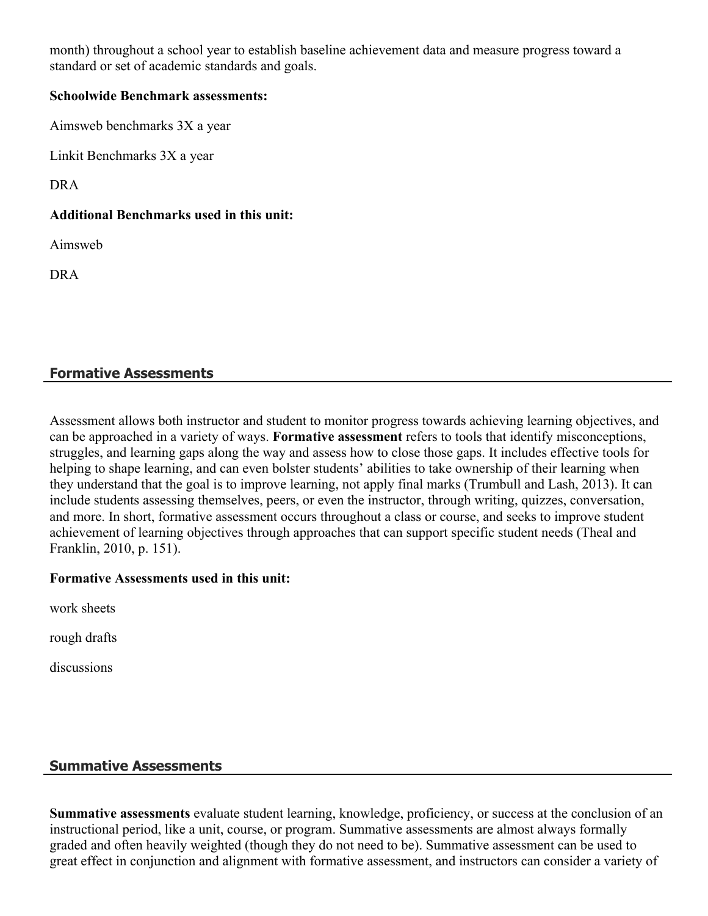month) throughout a school year to establish baseline achievement data and measure progress toward a standard or set of academic standards and goals.

**Schoolwide Benchmark assessments:**

Aimsweb benchmarks 3X a year

Linkit Benchmarks 3X a year

DRA

**Additional Benchmarks used in this unit:**

Aimsweb

DRA

## Formative Assessments

Assessment allows both instructor and student to monitor progress towards achieving learning objectives, and can be approached in a variety of ways. **Formative assessment** refers to tools that identify misconceptions, struggles, and learning gaps along the way and assess how to close those gaps. It includes effective tools for helping to shape learning, and can even bolster students' abilities to take ownership of their learning when they understand that the goal is to improve learning, not apply final marks (Trumbull and Lash, 2013). It can include students assessing themselves, peers, or even the instructor, through writing, quizzes, conversation, and more. In short, formative assessment occurs throughout a class or course, and seeks to improve student achievement of learning objectives through approaches that can support specific student needs (Theal and Franklin, 2010, p. 151).

**Formative Assessments used in this unit:**

work sheets

rough drafts

discussions

## Summative Assessments

**Summative assessments** evaluate student learning, knowledge, proficiency, or success at the conclusion of an instructional period, like a unit, course, or program. Summative assessments are almost always formally graded and often heavily weighted (though they do not need to be). Summative assessment can be used to great effect in conjunction and alignment with formative assessment, and instructors can consider a variety of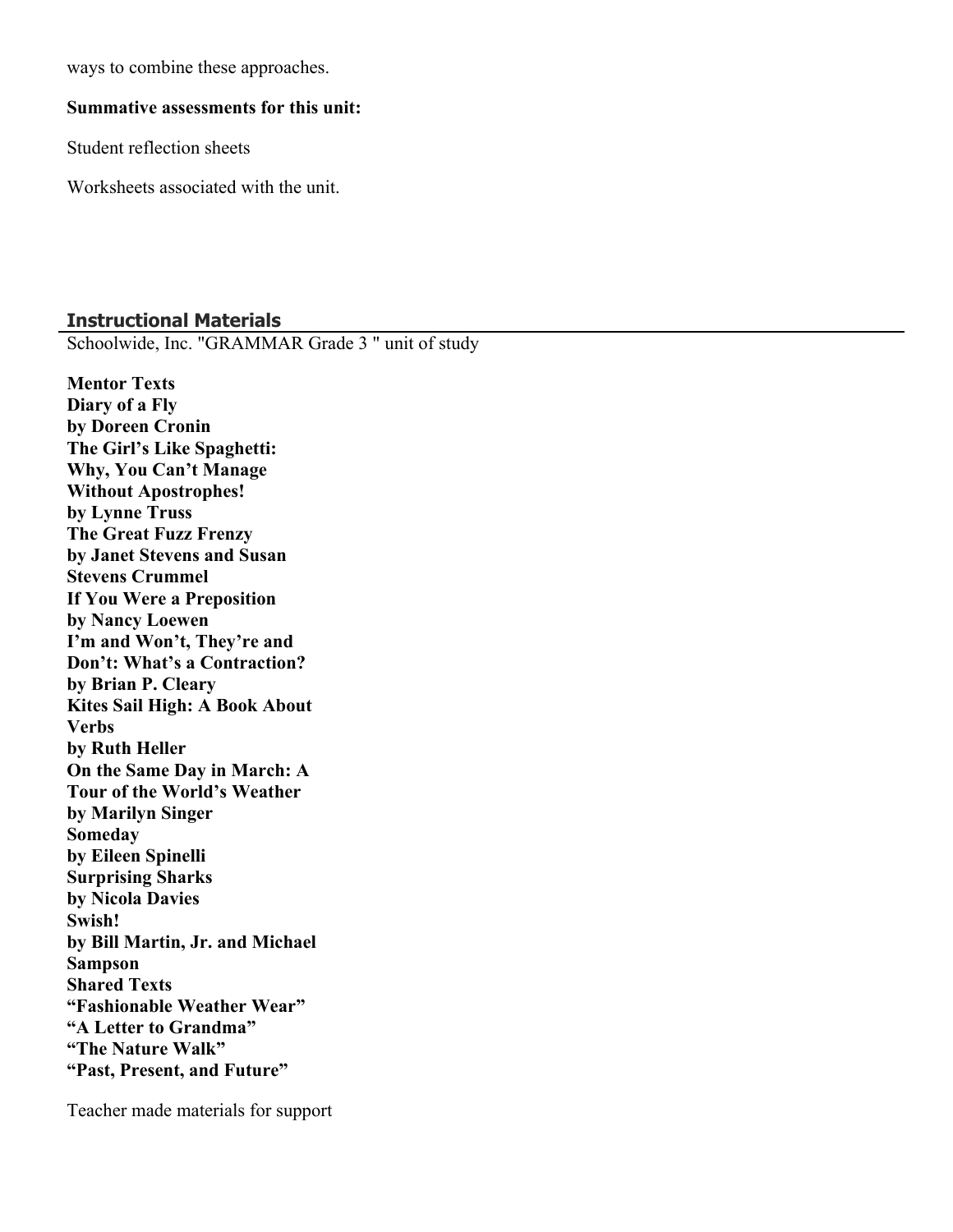ways to combine these approaches.

**Summative assessments for this unit:**

Student reflection sheets

Worksheets associated with the unit.

## Instructional Materials

Schoolwide, Inc. "GRAMMAR Grade 3 " unit of study

**Mentor Texts**
**Diary of a Fly**
**by Doreen Cronin**
**The Girl's Like Spaghetti:**
**Why, You Can't Manage**
**Without Apostrophes!**
**by Lynne Truss**
**The Great Fuzz Frenzy**
**by Janet Stevens and Susan**
**Stevens Crummel**
**If You Were a Preposition**
**by Nancy Loewen**
**I'm and Won't, They're and**
**Don't: What's a Contraction?**
**by Brian P. Cleary**
**Kites Sail High: A Book About**
**Verbs**
**by Ruth Heller**
**On the Same Day in March: A**
**Tour of the World's Weather**
**by Marilyn Singer**
**Someday**
**by Eileen Spinelli**
**Surprising Sharks**
**by Nicola Davies**
**Swish!**
**by Bill Martin, Jr. and Michael**
**Sampson**
**Shared Texts**
**"Fashionable Weather Wear"**
**"A Letter to Grandma"**
**"The Nature Walk"**
**"Past, Present, and Future"**

Teacher made materials for support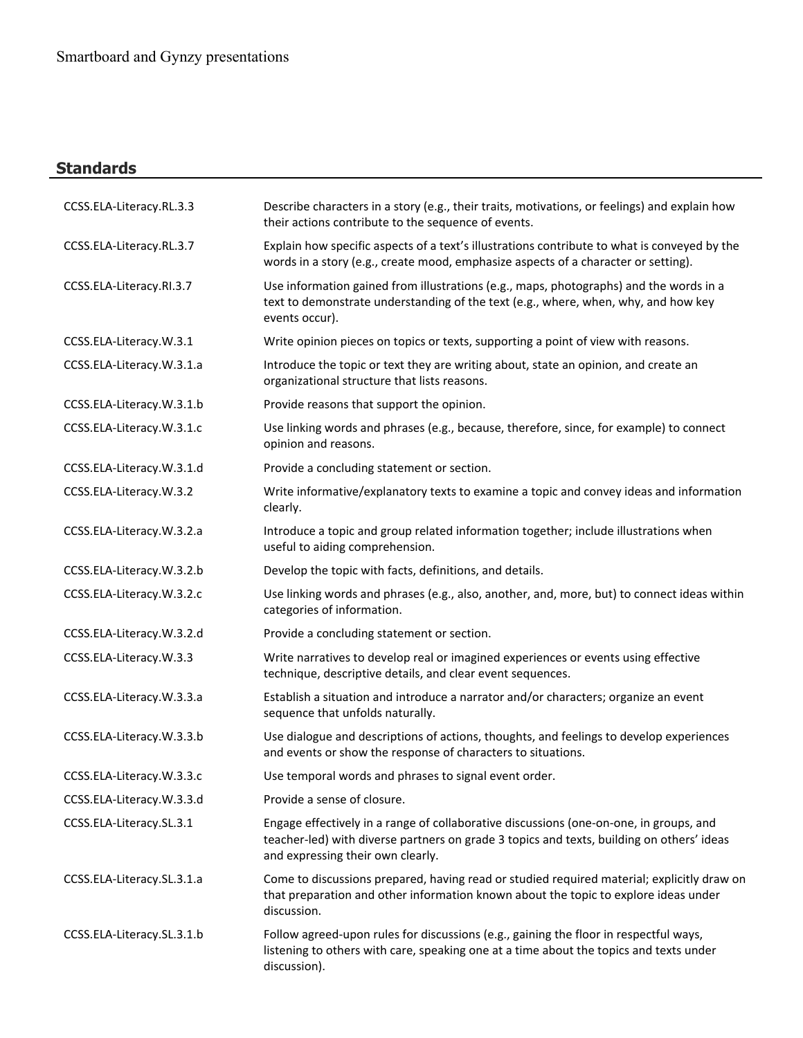Smartboard and Gynzy presentations

## Standards

| | |
|---|---|
| CCSS.ELA-Literacy.RL.3.3 | Describe characters in a story (e.g., their traits, motivations, or feelings) and explain how their actions contribute to the sequence of events. |
| CCSS.ELA-Literacy.RL.3.7 | Explain how specific aspects of a text's illustrations contribute to what is conveyed by the words in a story (e.g., create mood, emphasize aspects of a character or setting). |
| CCSS.ELA-Literacy.RI.3.7 | Use information gained from illustrations (e.g., maps, photographs) and the words in a text to demonstrate understanding of the text (e.g., where, when, why, and how key events occur). |
| CCSS.ELA-Literacy.W.3.1 | Write opinion pieces on topics or texts, supporting a point of view with reasons. |
| CCSS.ELA-Literacy.W.3.1.a | Introduce the topic or text they are writing about, state an opinion, and create an organizational structure that lists reasons. |
| CCSS.ELA-Literacy.W.3.1.b | Provide reasons that support the opinion. |
| CCSS.ELA-Literacy.W.3.1.c | Use linking words and phrases (e.g., because, therefore, since, for example) to connect opinion and reasons. |
| CCSS.ELA-Literacy.W.3.1.d | Provide a concluding statement or section. |
| CCSS.ELA-Literacy.W.3.2 | Write informative/explanatory texts to examine a topic and convey ideas and information clearly. |
| CCSS.ELA-Literacy.W.3.2.a | Introduce a topic and group related information together; include illustrations when useful to aiding comprehension. |
| CCSS.ELA-Literacy.W.3.2.b | Develop the topic with facts, definitions, and details. |
| CCSS.ELA-Literacy.W.3.2.c | Use linking words and phrases (e.g., also, another, and, more, but) to connect ideas within categories of information. |
| CCSS.ELA-Literacy.W.3.2.d | Provide a concluding statement or section. |
| CCSS.ELA-Literacy.W.3.3 | Write narratives to develop real or imagined experiences or events using effective technique, descriptive details, and clear event sequences. |
| CCSS.ELA-Literacy.W.3.3.a | Establish a situation and introduce a narrator and/or characters; organize an event sequence that unfolds naturally. |
| CCSS.ELA-Literacy.W.3.3.b | Use dialogue and descriptions of actions, thoughts, and feelings to develop experiences and events or show the response of characters to situations. |
| CCSS.ELA-Literacy.W.3.3.c | Use temporal words and phrases to signal event order. |
| CCSS.ELA-Literacy.W.3.3.d | Provide a sense of closure. |
| CCSS.ELA-Literacy.SL.3.1 | Engage effectively in a range of collaborative discussions (one-on-one, in groups, and teacher-led) with diverse partners on grade 3 topics and texts, building on others' ideas and expressing their own clearly. |
| CCSS.ELA-Literacy.SL.3.1.a | Come to discussions prepared, having read or studied required material; explicitly draw on that preparation and other information known about the topic to explore ideas under discussion. |
| CCSS.ELA-Literacy.SL.3.1.b | Follow agreed-upon rules for discussions (e.g., gaining the floor in respectful ways, listening to others with care, speaking one at a time about the topics and texts under discussion). |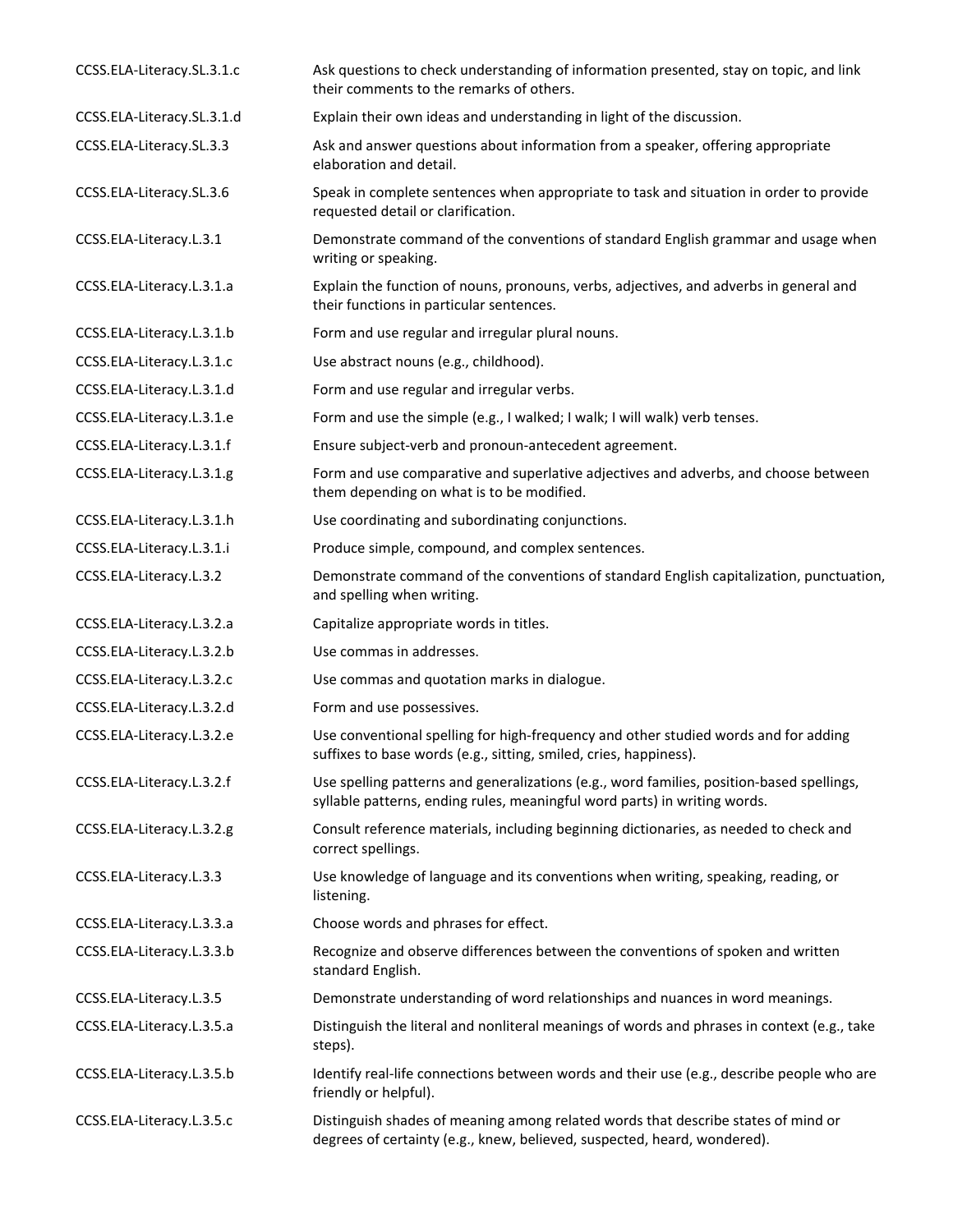| | |
|---|---|
| CCSS.ELA-Literacy.SL.3.1.c | Ask questions to check understanding of information presented, stay on topic, and link their comments to the remarks of others. |
| CCSS.ELA-Literacy.SL.3.1.d | Explain their own ideas and understanding in light of the discussion. |
| CCSS.ELA-Literacy.SL.3.3 | Ask and answer questions about information from a speaker, offering appropriate elaboration and detail. |
| CCSS.ELA-Literacy.SL.3.6 | Speak in complete sentences when appropriate to task and situation in order to provide requested detail or clarification. |
| CCSS.ELA-Literacy.L.3.1 | Demonstrate command of the conventions of standard English grammar and usage when writing or speaking. |
| CCSS.ELA-Literacy.L.3.1.a | Explain the function of nouns, pronouns, verbs, adjectives, and adverbs in general and their functions in particular sentences. |
| CCSS.ELA-Literacy.L.3.1.b | Form and use regular and irregular plural nouns. |
| CCSS.ELA-Literacy.L.3.1.c | Use abstract nouns (e.g., childhood). |
| CCSS.ELA-Literacy.L.3.1.d | Form and use regular and irregular verbs. |
| CCSS.ELA-Literacy.L.3.1.e | Form and use the simple (e.g., I walked; I walk; I will walk) verb tenses. |
| CCSS.ELA-Literacy.L.3.1.f | Ensure subject-verb and pronoun-antecedent agreement. |
| CCSS.ELA-Literacy.L.3.1.g | Form and use comparative and superlative adjectives and adverbs, and choose between them depending on what is to be modified. |
| CCSS.ELA-Literacy.L.3.1.h | Use coordinating and subordinating conjunctions. |
| CCSS.ELA-Literacy.L.3.1.i | Produce simple, compound, and complex sentences. |
| CCSS.ELA-Literacy.L.3.2 | Demonstrate command of the conventions of standard English capitalization, punctuation, and spelling when writing. |
| CCSS.ELA-Literacy.L.3.2.a | Capitalize appropriate words in titles. |
| CCSS.ELA-Literacy.L.3.2.b | Use commas in addresses. |
| CCSS.ELA-Literacy.L.3.2.c | Use commas and quotation marks in dialogue. |
| CCSS.ELA-Literacy.L.3.2.d | Form and use possessives. |
| CCSS.ELA-Literacy.L.3.2.e | Use conventional spelling for high-frequency and other studied words and for adding suffixes to base words (e.g., sitting, smiled, cries, happiness). |
| CCSS.ELA-Literacy.L.3.2.f | Use spelling patterns and generalizations (e.g., word families, position-based spellings, syllable patterns, ending rules, meaningful word parts) in writing words. |
| CCSS.ELA-Literacy.L.3.2.g | Consult reference materials, including beginning dictionaries, as needed to check and correct spellings. |
| CCSS.ELA-Literacy.L.3.3 | Use knowledge of language and its conventions when writing, speaking, reading, or listening. |
| CCSS.ELA-Literacy.L.3.3.a | Choose words and phrases for effect. |
| CCSS.ELA-Literacy.L.3.3.b | Recognize and observe differences between the conventions of spoken and written standard English. |
| CCSS.ELA-Literacy.L.3.5 | Demonstrate understanding of word relationships and nuances in word meanings. |
| CCSS.ELA-Literacy.L.3.5.a | Distinguish the literal and nonliteral meanings of words and phrases in context (e.g., take steps). |
| CCSS.ELA-Literacy.L.3.5.b | Identify real-life connections between words and their use (e.g., describe people who are friendly or helpful). |
| CCSS.ELA-Literacy.L.3.5.c | Distinguish shades of meaning among related words that describe states of mind or degrees of certainty (e.g., knew, believed, suspected, heard, wondered). |